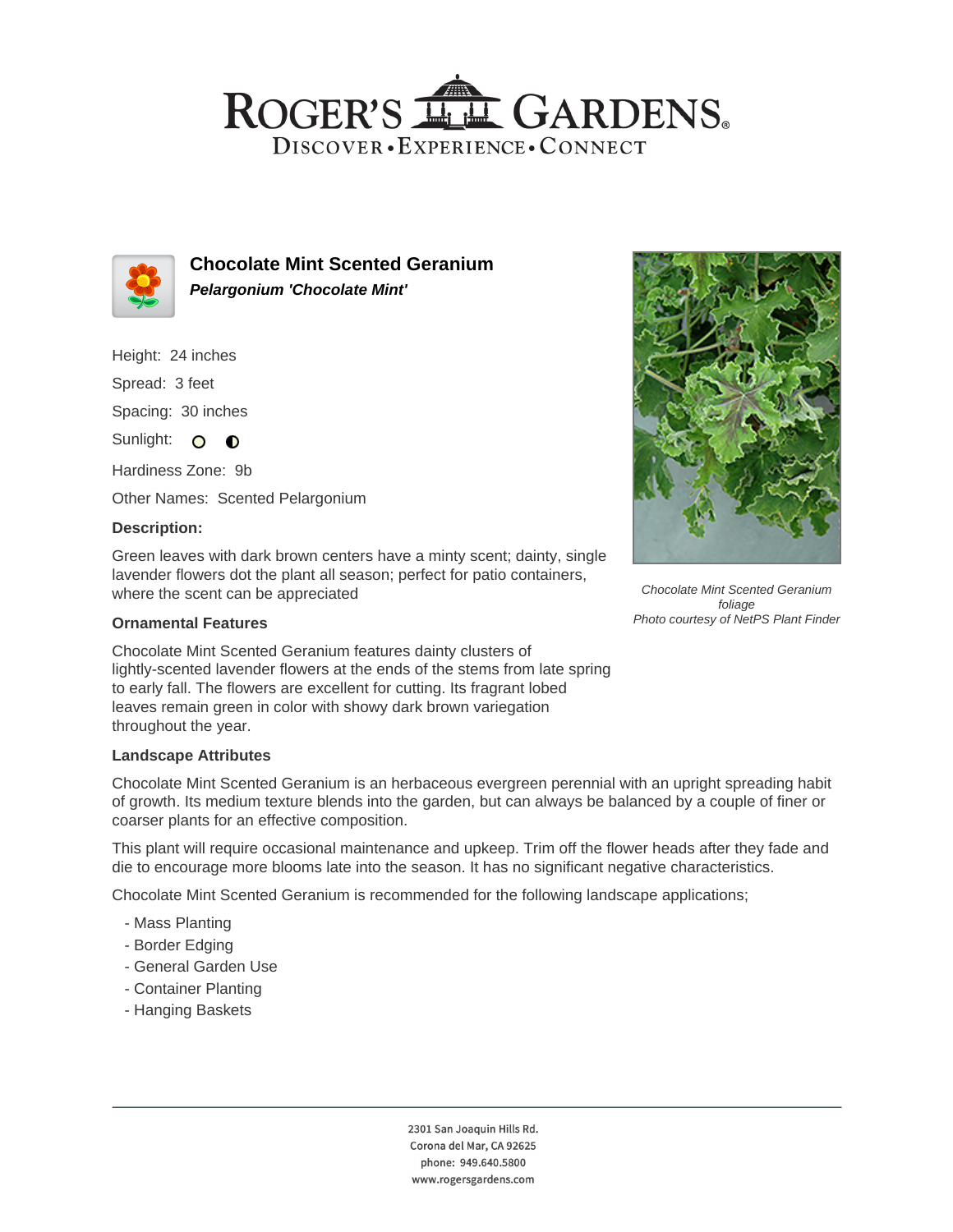# ROGER'S GARDENS

DISCOVER • EXPERIENCE • CONNECT

## Chocolate Mint Scented Geranium

***Pelargonium 'Chocolate Mint'***

Height: 24 inches

Spread: 3 feet

Spacing: 30 inches

Sunlight:

Hardiness Zone: 9b

Other Names: Scented Pelargonium

### Description:

Green leaves with dark brown centers have a minty scent; dainty, single lavender flowers dot the plant all season; perfect for patio containers, where the scent can be appreciated

*Chocolate Mint Scented Geranium foliage*
*Photo courtesy of NetPS Plant Finder*

### Ornamental Features

Chocolate Mint Scented Geranium features dainty clusters of lightly-scented lavender flowers at the ends of the stems from late spring to early fall. The flowers are excellent for cutting. Its fragrant lobed leaves remain green in color with showy dark brown variegation throughout the year.

### Landscape Attributes

Chocolate Mint Scented Geranium is an herbaceous evergreen perennial with an upright spreading habit of growth. Its medium texture blends into the garden, but can always be balanced by a couple of finer or coarser plants for an effective composition.

This plant will require occasional maintenance and upkeep. Trim off the flower heads after they fade and die to encourage more blooms late into the season. It has no significant negative characteristics.

Chocolate Mint Scented Geranium is recommended for the following landscape applications;

- Mass Planting
- Border Edging
- General Garden Use
- Container Planting
- Hanging Baskets

2301 San Joaquin Hills Rd.
Corona del Mar, CA 92625
phone: 949.640.5800
www.rogersgardens.com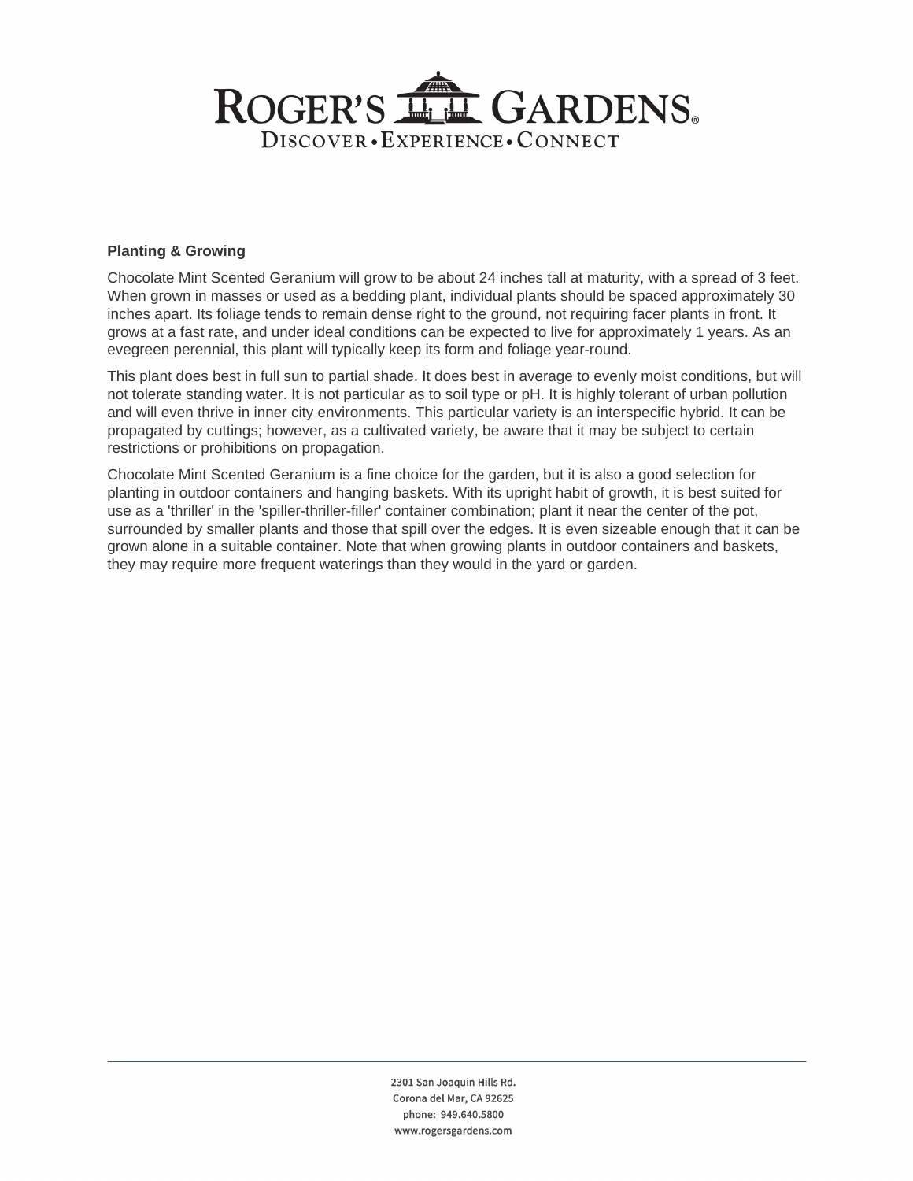**Planting & Growing**

Chocolate Mint Scented Geranium will grow to be about 24 inches tall at maturity, with a spread of 3 feet. When grown in masses or used as a bedding plant, individual plants should be spaced approximately 30 inches apart. Its foliage tends to remain dense right to the ground, not requiring facer plants in front. It grows at a fast rate, and under ideal conditions can be expected to live for approximately 1 years. As an evegreen perennial, this plant will typically keep its form and foliage year-round.

This plant does best in full sun to partial shade. It does best in average to evenly moist conditions, but will not tolerate standing water. It is not particular as to soil type or pH. It is highly tolerant of urban pollution and will even thrive in inner city environments. This particular variety is an interspecific hybrid. It can be propagated by cuttings; however, as a cultivated variety, be aware that it may be subject to certain restrictions or prohibitions on propagation.

Chocolate Mint Scented Geranium is a fine choice for the garden, but it is also a good selection for planting in outdoor containers and hanging baskets. With its upright habit of growth, it is best suited for use as a 'thriller' in the 'spiller-thriller-filler' container combination; plant it near the center of the pot, surrounded by smaller plants and those that spill over the edges. It is even sizeable enough that it can be grown alone in a suitable container. Note that when growing plants in outdoor containers and baskets, they may require more frequent waterings than they would in the yard or garden.